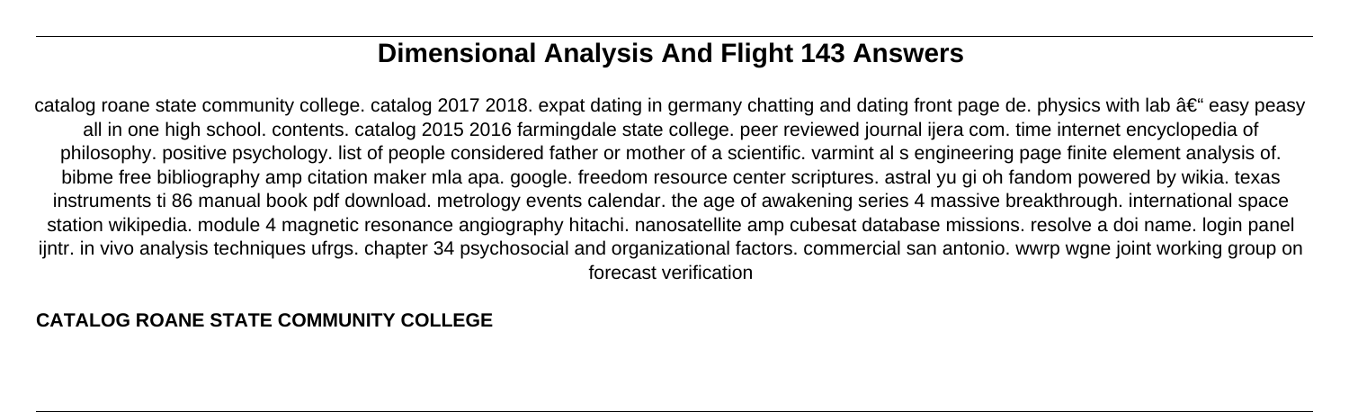# Dimensional Analysis And Flight 143 Answers

catalog roane state community college. catalog 2017 2018. expat dating in germany chatting and dating front page de. physics with lab â€" easy peasy all in one high school. contents. catalog 2015 2016 farmingdale state college. peer reviewed journal ijera com. time internet encyclopedia of philosophy. positive psychology. list of people considered father or mother of a scientific. varmint al s engineering page finite element analysis of. bibme free bibliography amp citation maker mla apa. google. freedom resource center scriptures. astral yu gi oh fandom powered by wikia. texas instruments ti 86 manual book pdf download. metrology events calendar. the age of awakening series 4 massive breakthrough. international space station wikipedia. module 4 magnetic resonance angiography hitachi. nanosatellite amp cubesat database missions. resolve a doi name. login panel ijntr. in vivo analysis techniques ufrgs. chapter 34 psychosocial and organizational factors. commercial san antonio. wwrp wgne joint working group on forecast verification

**CATALOG ROANE STATE COMMUNITY COLLEGE**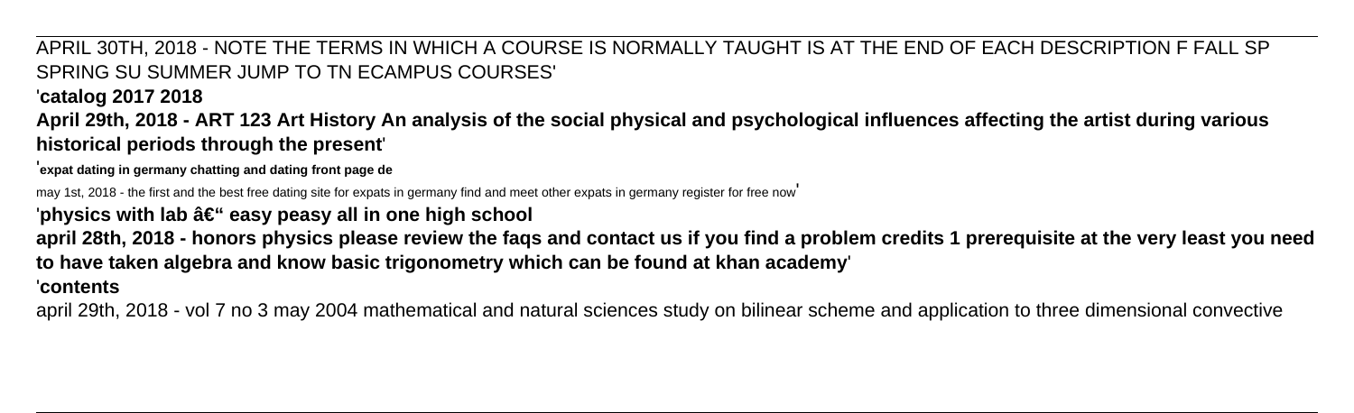APRIL 30TH, 2018 - NOTE THE TERMS IN WHICH A COURSE IS NORMALLY TAUGHT IS AT THE END OF EACH DESCRIPTION F FALL SP SPRING SU SUMMER JUMP TO TN ECAMPUS COURSES'

'**catalog 2017 2018**

**April 29th, 2018 - ART 123 Art History An analysis of the social physical and psychological influences affecting the artist during various historical periods through the present**'

'**expat dating in germany chatting and dating front page de**

may 1st, 2018 - the first and the best free dating site for expats in germany find and meet other expats in germany register for free now'

'**physics with lab â€" easy peasy all in one high school**

**april 28th, 2018 - honors physics please review the faqs and contact us if you find a problem credits 1 prerequisite at the very least you need to have taken algebra and know basic trigonometry which can be found at khan academy**'

'**contents**

april 29th, 2018 - vol 7 no 3 may 2004 mathematical and natural sciences study on bilinear scheme and application to three dimensional convective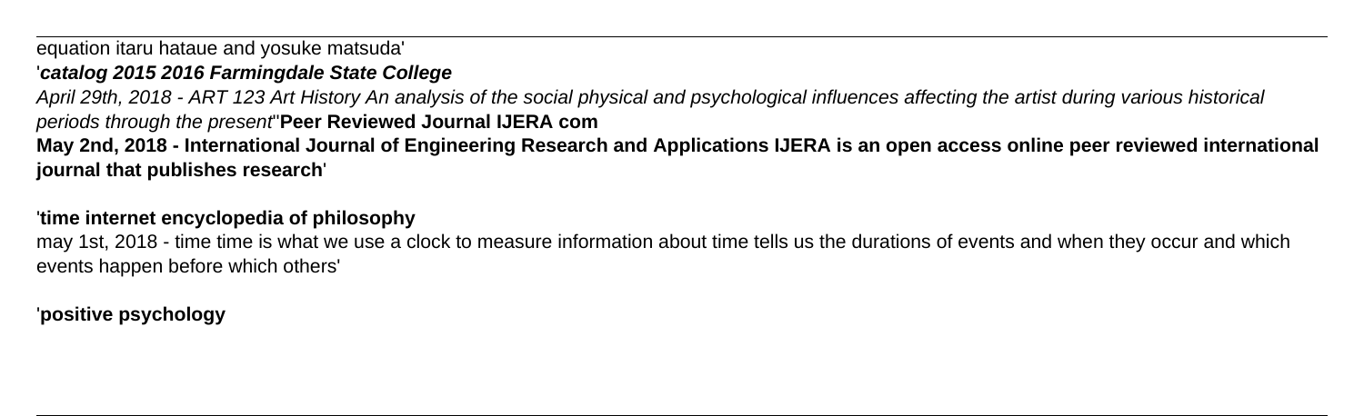equation itaru hataue and yosuke matsuda'

'***catalog 2015 2016 Farmingdale State College***

*April 29th, 2018 - ART 123 Art History An analysis of the social physical and psychological influences affecting the artist during various historical periods through the present*''**Peer Reviewed Journal IJERA com**

**May 2nd, 2018 - International Journal of Engineering Research and Applications IJERA is an open access online peer reviewed international journal that publishes research**'

'**time internet encyclopedia of philosophy**

may 1st, 2018 - time time is what we use a clock to measure information about time tells us the durations of events and when they occur and which events happen before which others'

'**positive psychology**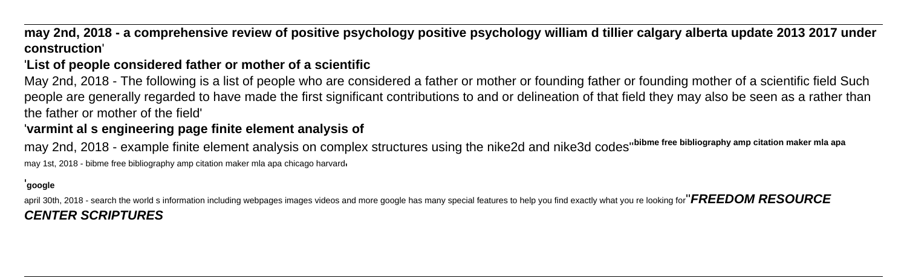**may 2nd, 2018 - a comprehensive review of positive psychology positive psychology william d tillier calgary alberta update 2013 2017 under construction**'

'**List of people considered father or mother of a scientific**

May 2nd, 2018 - The following is a list of people who are considered a father or mother or founding father or founding mother of a scientific field Such people are generally regarded to have made the first significant contributions to and or delineation of that field they may also be seen as a rather than the father or mother of the field'

'**varmint al s engineering page finite element analysis of**

may 2nd, 2018 - example finite element analysis on complex structures using the nike2d and nike3d codes''**bibme free bibliography amp citation maker mla apa**

may 1st, 2018 - bibme free bibliography amp citation maker mla apa chicago harvard'

'**google**

april 30th, 2018 - search the world s information including webpages images videos and more google has many special features to help you find exactly what you re looking for''***FREEDOM RESOURCE CENTER SCRIPTURES***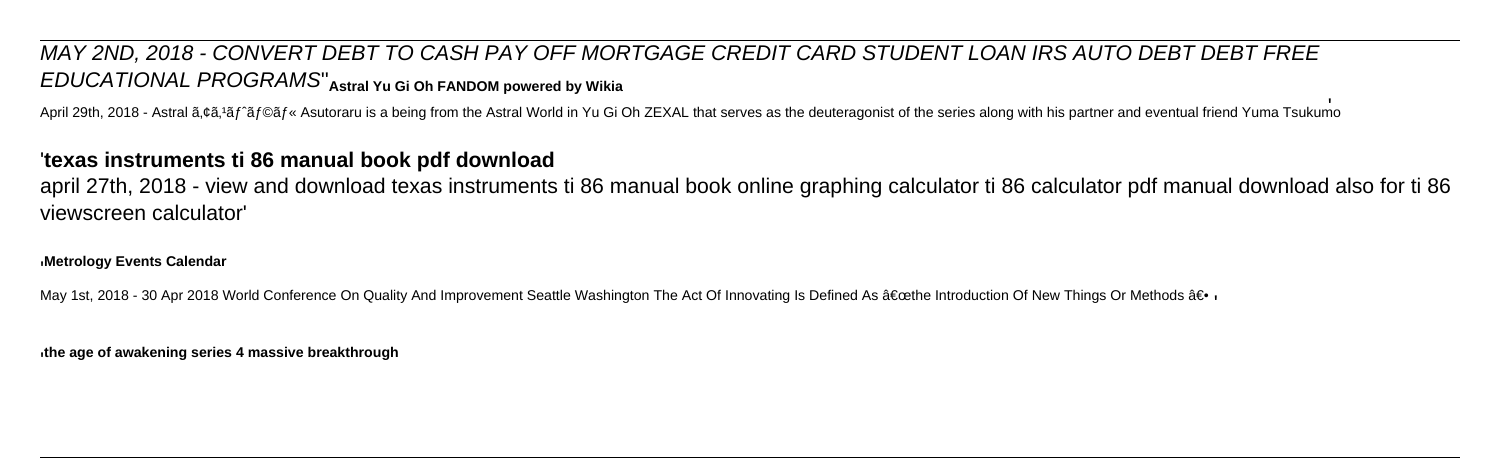MAY 2ND, 2018 - CONVERT DEBT TO CASH PAY OFF MORTGAGE CREDIT CARD STUDENT LOAN IRS AUTO DEBT DEBT FREE EDUCATIONAL PROGRAMS''**Astral Yu Gi Oh FANDOM powered by Wikia**

April 29th, 2018 - Astral ã‚¢ã‚¹ãƒˆãƒ©ãƒ« Asutoraru is a being from the Astral World in Yu Gi Oh ZEXAL that serves as the deuteragonist of the series along with his partner and eventual friend Yuma Tsukumo'

## 'texas instruments ti 86 manual book pdf download

april 27th, 2018 - view and download texas instruments ti 86 manual book online graphing calculator ti 86 calculator pdf manual download also for ti 86 viewscreen calculator'

'**Metrology Events Calendar**

May 1st, 2018 - 30 Apr 2018 World Conference On Quality And Improvement Seattle Washington The Act Of Innovating Is Defined As â€œthe Introduction Of New Things Or Methods â€•'

'**the age of awakening series 4 massive breakthrough**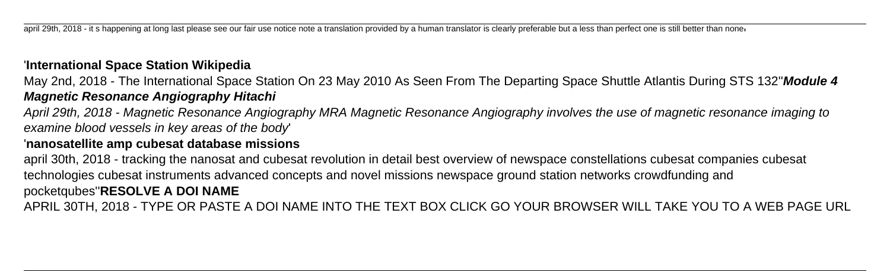april 29th, 2018 - it s happening at long last please see our fair use notice note a translation provided by a human translator is clearly preferable but a less than perfect one is still better than none'

'**International Space Station Wikipedia**

May 2nd, 2018 - The International Space Station On 23 May 2010 As Seen From The Departing Space Shuttle Atlantis During STS 132''***Module 4 Magnetic Resonance Angiography Hitachi***

*April 29th, 2018 - Magnetic Resonance Angiography MRA Magnetic Resonance Angiography involves the use of magnetic resonance imaging to examine blood vessels in key areas of the body*'

'**nanosatellite amp cubesat database missions**

april 30th, 2018 - tracking the nanosat and cubesat revolution in detail best overview of newspace constellations cubesat companies cubesat technologies cubesat instruments advanced concepts and novel missions newspace ground station networks crowdfunding and pocketqubes''**RESOLVE A DOI NAME**

APRIL 30TH, 2018 - TYPE OR PASTE A DOI NAME INTO THE TEXT BOX CLICK GO YOUR BROWSER WILL TAKE YOU TO A WEB PAGE URL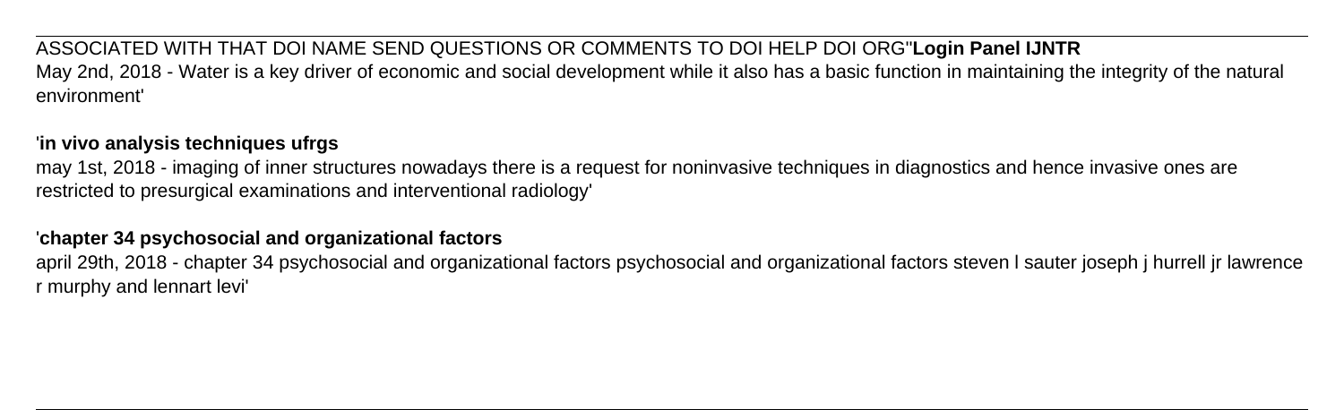ASSOCIATED WITH THAT DOI NAME SEND QUESTIONS OR COMMENTS TO DOI HELP DOI ORG''**Login Panel IJNTR**
May 2nd, 2018 - Water is a key driver of economic and social development while it also has a basic function in maintaining the integrity of the natural environment'

'**in vivo analysis techniques ufrgs**
may 1st, 2018 - imaging of inner structures nowadays there is a request for noninvasive techniques in diagnostics and hence invasive ones are restricted to presurgical examinations and interventional radiology'

'**chapter 34 psychosocial and organizational factors**
april 29th, 2018 - chapter 34 psychosocial and organizational factors psychosocial and organizational factors steven l sauter joseph j hurrell jr lawrence r murphy and lennart levi'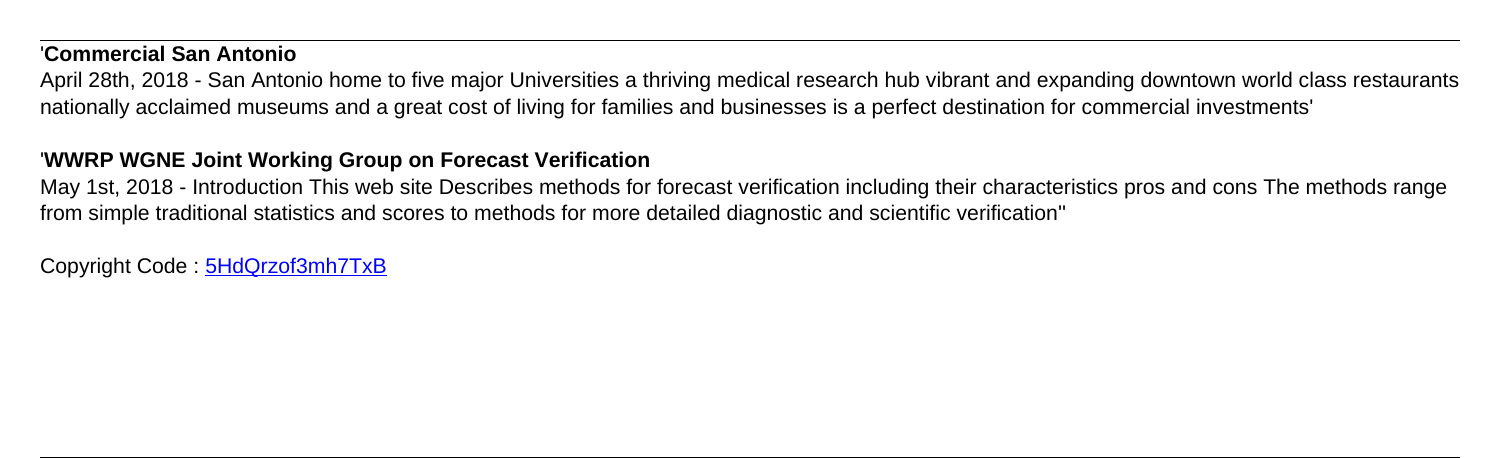'**Commercial San Antonio**

April 28th, 2018 - San Antonio home to five major Universities a thriving medical research hub vibrant and expanding downtown world class restaurants nationally acclaimed museums and a great cost of living for families and businesses is a perfect destination for commercial investments'

'**WWRP WGNE Joint Working Group on Forecast Verification**

May 1st, 2018 - Introduction This web site Describes methods for forecast verification including their characteristics pros and cons The methods range from simple traditional statistics and scores to methods for more detailed diagnostic and scientific verification''

Copyright Code : 5HdQrzof3mh7TxB